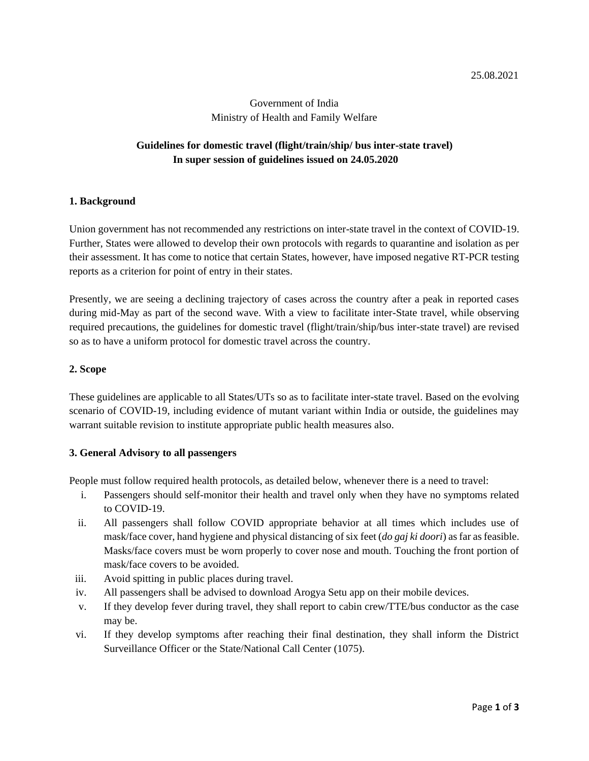25.08.2021

Government of India
Ministry of Health and Family Welfare

**Guidelines for domestic travel (flight/train/ship/ bus inter-state travel)**
**In super session of guidelines issued on 24.05.2020**

## 1. Background

Union government has not recommended any restrictions on inter-state travel in the context of COVID-19. Further, States were allowed to develop their own protocols with regards to quarantine and isolation as per their assessment. It has come to notice that certain States, however, have imposed negative RT-PCR testing reports as a criterion for point of entry in their states.

Presently, we are seeing a declining trajectory of cases across the country after a peak in reported cases during mid-May as part of the second wave. With a view to facilitate inter-State travel, while observing required precautions, the guidelines for domestic travel (flight/train/ship/bus inter-state travel) are revised so as to have a uniform protocol for domestic travel across the country.

## 2. Scope

These guidelines are applicable to all States/UTs so as to facilitate inter-state travel. Based on the evolving scenario of COVID-19, including evidence of mutant variant within India or outside, the guidelines may warrant suitable revision to institute appropriate public health measures also.

## 3. General Advisory to all passengers

People must follow required health protocols, as detailed below, whenever there is a need to travel:

i. Passengers should self-monitor their health and travel only when they have no symptoms related to COVID-19.

ii. All passengers shall follow COVID appropriate behavior at all times which includes use of mask/face cover, hand hygiene and physical distancing of six feet (*do gaj ki doori*) as far as feasible. Masks/face covers must be worn properly to cover nose and mouth. Touching the front portion of mask/face covers to be avoided.

iii. Avoid spitting in public places during travel.

iv. All passengers shall be advised to download Arogya Setu app on their mobile devices.

v. If they develop fever during travel, they shall report to cabin crew/TTE/bus conductor as the case may be.

vi. If they develop symptoms after reaching their final destination, they shall inform the District Surveillance Officer or the State/National Call Center (1075).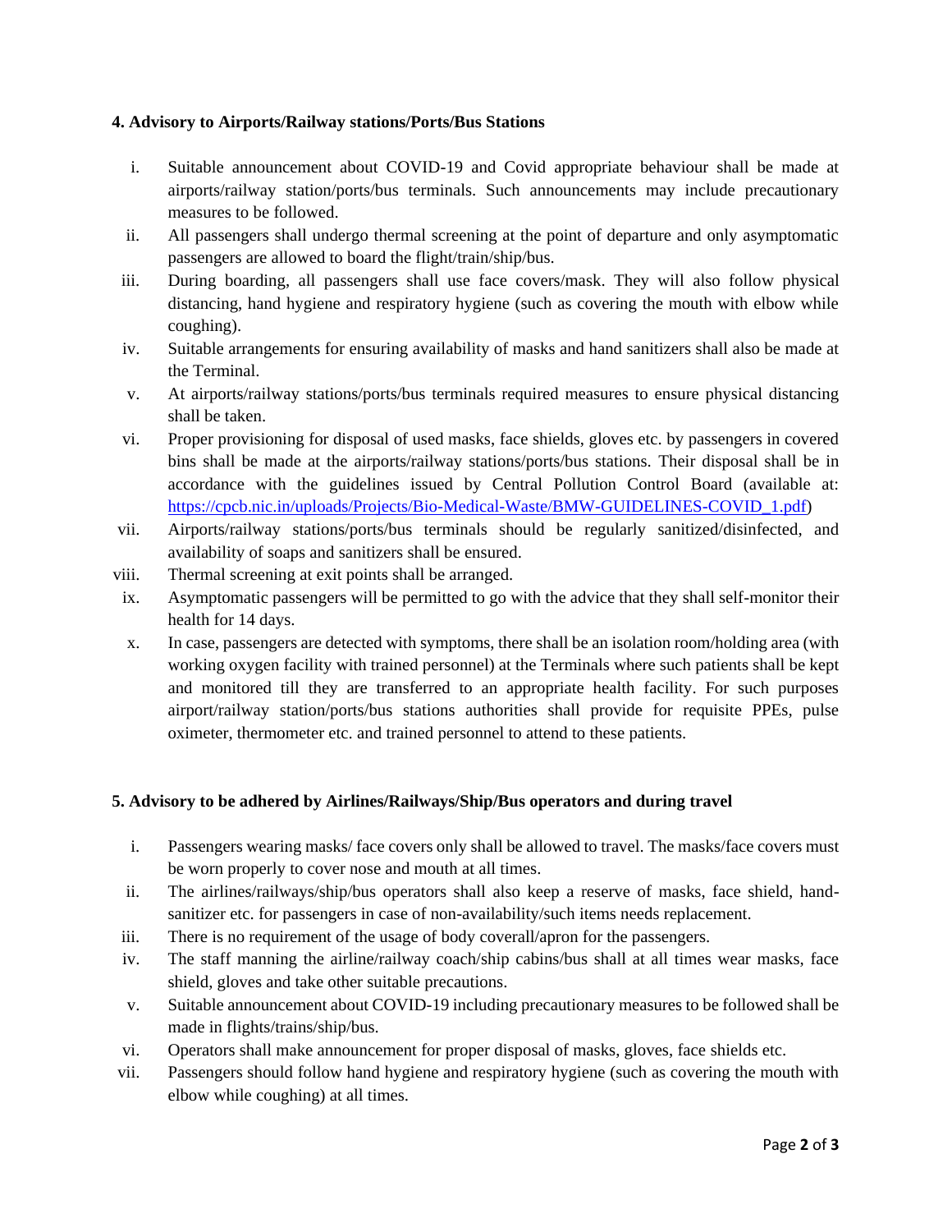### 4. Advisory to Airports/Railway stations/Ports/Bus Stations

i. Suitable announcement about COVID-19 and Covid appropriate behaviour shall be made at airports/railway station/ports/bus terminals. Such announcements may include precautionary measures to be followed.
ii. All passengers shall undergo thermal screening at the point of departure and only asymptomatic passengers are allowed to board the flight/train/ship/bus.
iii. During boarding, all passengers shall use face covers/mask. They will also follow physical distancing, hand hygiene and respiratory hygiene (such as covering the mouth with elbow while coughing).
iv. Suitable arrangements for ensuring availability of masks and hand sanitizers shall also be made at the Terminal.
v. At airports/railway stations/ports/bus terminals required measures to ensure physical distancing shall be taken.
vi. Proper provisioning for disposal of used masks, face shields, gloves etc. by passengers in covered bins shall be made at the airports/railway stations/ports/bus stations. Their disposal shall be in accordance with the guidelines issued by Central Pollution Control Board (available at: https://cpcb.nic.in/uploads/Projects/Bio-Medical-Waste/BMW-GUIDELINES-COVID_1.pdf)
vii. Airports/railway stations/ports/bus terminals should be regularly sanitized/disinfected, and availability of soaps and sanitizers shall be ensured.
viii. Thermal screening at exit points shall be arranged.
ix. Asymptomatic passengers will be permitted to go with the advice that they shall self-monitor their health for 14 days.
x. In case, passengers are detected with symptoms, there shall be an isolation room/holding area (with working oxygen facility with trained personnel) at the Terminals where such patients shall be kept and monitored till they are transferred to an appropriate health facility. For such purposes airport/railway station/ports/bus stations authorities shall provide for requisite PPEs, pulse oximeter, thermometer etc. and trained personnel to attend to these patients.

### 5. Advisory to be adhered by Airlines/Railways/Ship/Bus operators and during travel

i. Passengers wearing masks/ face covers only shall be allowed to travel. The masks/face covers must be worn properly to cover nose and mouth at all times.
ii. The airlines/railways/ship/bus operators shall also keep a reserve of masks, face shield, hand-sanitizer etc. for passengers in case of non-availability/such items needs replacement.
iii. There is no requirement of the usage of body coverall/apron for the passengers.
iv. The staff manning the airline/railway coach/ship cabins/bus shall at all times wear masks, face shield, gloves and take other suitable precautions.
v. Suitable announcement about COVID-19 including precautionary measures to be followed shall be made in flights/trains/ship/bus.
vi. Operators shall make announcement for proper disposal of masks, gloves, face shields etc.
vii. Passengers should follow hand hygiene and respiratory hygiene (such as covering the mouth with elbow while coughing) at all times.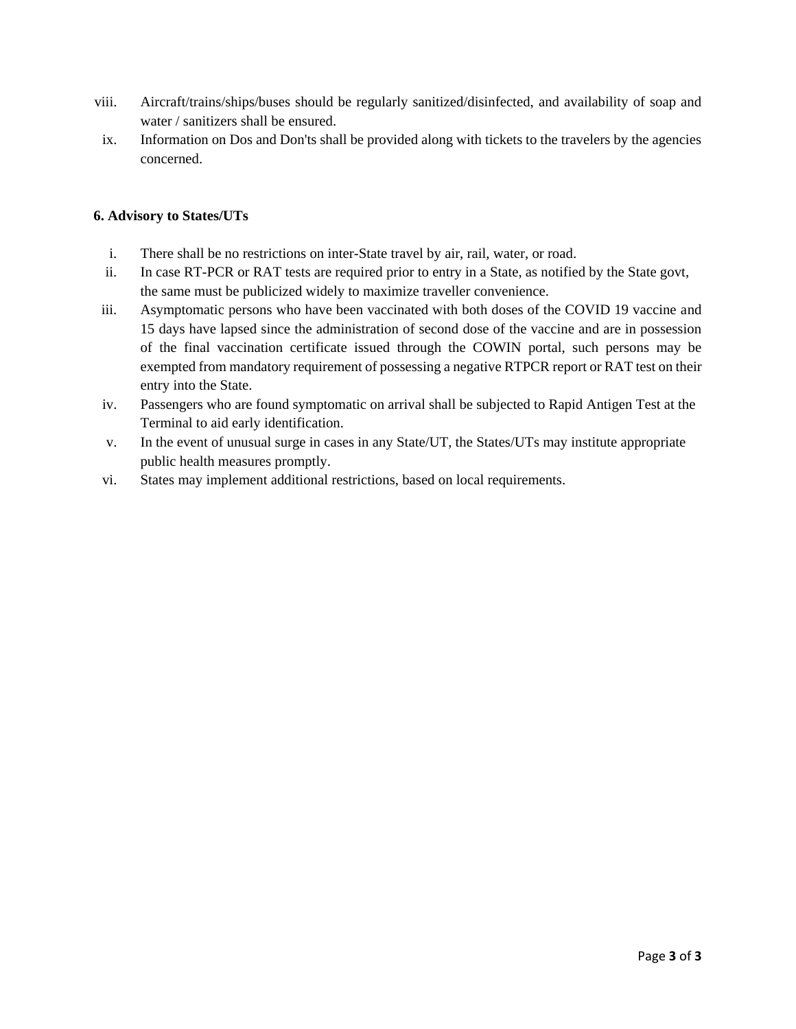viii. Aircraft/trains/ships/buses should be regularly sanitized/disinfected, and availability of soap and water / sanitizers shall be ensured.

ix. Information on Dos and Don'ts shall be provided along with tickets to the travelers by the agencies concerned.

**6. Advisory to States/UTs**

i. There shall be no restrictions on inter-State travel by air, rail, water, or road.

ii. In case RT-PCR or RAT tests are required prior to entry in a State, as notified by the State govt, the same must be publicized widely to maximize traveller convenience.

iii. Asymptomatic persons who have been vaccinated with both doses of the COVID 19 vaccine and 15 days have lapsed since the administration of second dose of the vaccine and are in possession of the final vaccination certificate issued through the COWIN portal, such persons may be exempted from mandatory requirement of possessing a negative RTPCR report or RAT test on their entry into the State.

iv. Passengers who are found symptomatic on arrival shall be subjected to Rapid Antigen Test at the Terminal to aid early identification.

v. In the event of unusual surge in cases in any State/UT, the States/UTs may institute appropriate public health measures promptly.

vi. States may implement additional restrictions, based on local requirements.